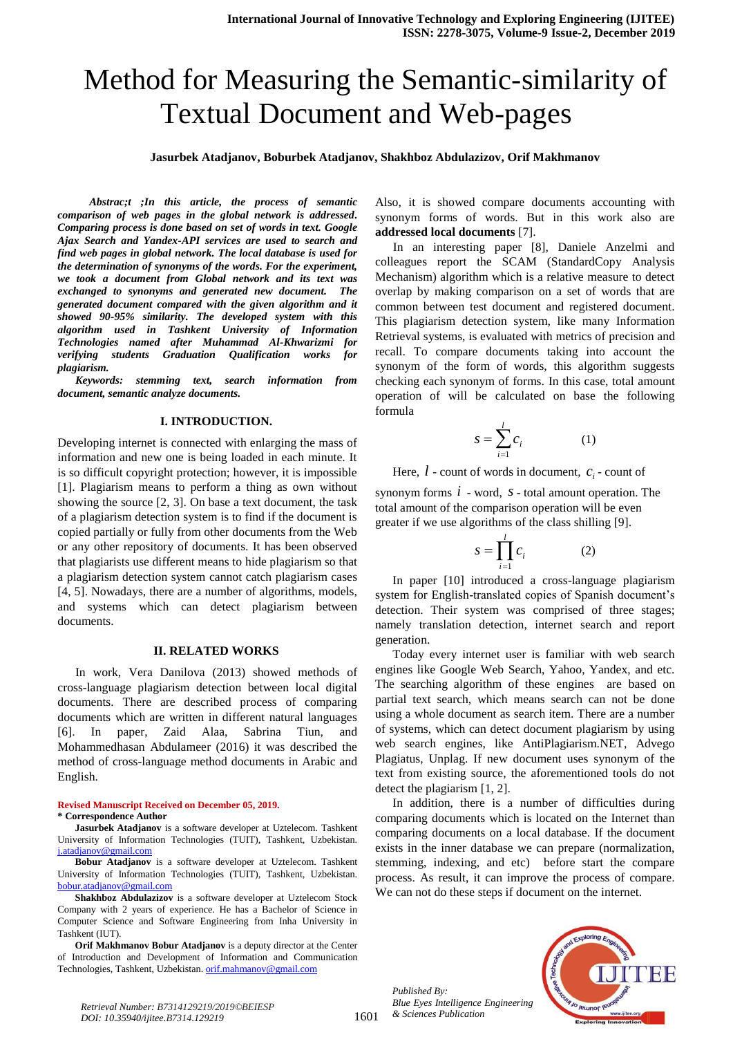# Method for Measuring the Semantic-similarity of Textual Document and Web-pages

**Jasurbek Atadjanov, Boburbek Atadjanov, Shakhboz Abdulazizov, Orif Makhmanov**

***Abstrac;t ;In this article, the process of semantic comparison of web pages in the global network is addressed. Comparing process is done based on set of words in text. Google Ajax Search and Yandex-API services are used to search and find web pages in global network. The local database is used for the determination of synonyms of the words. For the experiment, we took a document from Global network and its text was exchanged to synonyms and generated new document. The generated document compared with the given algorithm and it showed 90-95% similarity. The developed system with this algorithm used in Tashkent University of Information Technologies named after Muhammad Al-Khwarizmi for verifying students Graduation Qualification works for plagiarism.***

***Keywords: stemming text, search information from document, semantic analyze documents.***

## I. INTRODUCTION.

Developing internet is connected with enlarging the mass of information and new one is being loaded in each minute. It is so difficult copyright protection; however, it is impossible [1]. Plagiarism means to perform a thing as own without showing the source [2, 3]. On base a text document, the task of a plagiarism detection system is to find if the document is copied partially or fully from other documents from the Web or any other repository of documents. It has been observed that plagiarists use different means to hide plagiarism so that a plagiarism detection system cannot catch plagiarism cases [4, 5]. Nowadays, there are a number of algorithms, models, and systems which can detect plagiarism between documents.

## II. RELATED WORKS

In work, Vera Danilova (2013) showed methods of cross-language plagiarism detection between local digital documents. There are described process of comparing documents which are written in different natural languages [6]. In paper, Zaid Alaa, Sabrina Tiun, and Mohammedhasan Abdulameer (2016) it was described the method of cross-language method documents in Arabic and English.

Also, it is showed compare documents accounting with synonym forms of words. But in this work also are **addressed local documents** [7].

In an interesting paper [8], Daniele Anzelmi and colleagues report the SCAM (StandardCopy Analysis Mechanism) algorithm which is a relative measure to detect overlap by making comparison on a set of words that are common between test document and registered document. This plagiarism detection system, like many Information Retrieval systems, is evaluated with metrics of precision and recall. To compare documents taking into account the synonym of the form of words, this algorithm suggests checking each synonym of forms. In this case, total amount operation of will be calculated on base the following formula

$$s = \sum_{i=1}^{l} c_i \qquad (1)$$

Here, $l$ - count of words in document, $c_i$ - count of synonym forms $i$ - word, $s$ - total amount operation. The total amount of the comparison operation will be even greater if we use algorithms of the class shilling [9].

$$s = \prod_{i=1}^{l} c_i \qquad (2)$$

In paper [10] introduced a cross-language plagiarism system for English-translated copies of Spanish document's detection. Their system was comprised of three stages; namely translation detection, internet search and report generation.

Today every internet user is familiar with web search engines like Google Web Search, Yahoo, Yandex, and etc. The searching algorithm of these engines are based on partial text search, which means search can not be done using a whole document as search item. There are a number of systems, which can detect document plagiarism by using web search engines, like AntiPlagiarism.NET, Advego Plagiatus, Unplag. If new document uses synonym of the text from existing source, the aforementioned tools do not detect the plagiarism [1, 2].

In addition, there is a number of difficulties during comparing documents which is located on the Internet than comparing documents on a local database. If the document exists in the inner database we can prepare (normalization, stemming, indexing, and etc) before start the compare process. As result, it can improve the process of compare. We can not do these steps if document on the internet.

---

**Revised Manuscript Received on December 05, 2019.**

**\* Correspondence Author**

**Jasurbek Atadjanov** is a software developer at Uztelecom. Tashkent University of Information Technologies (TUIT), Tashkent, Uzbekistan. j.atadjanov@gmail.com

**Bobur Atadjanov** is a software developer at Uztelecom. Tashkent University of Information Technologies (TUIT), Tashkent, Uzbekistan. bobur.atadjanov@gmail.com

**Shakhboz Abdulazizov** is a software developer at Uztelecom Stock Company with 2 years of experience. He has a Bachelor of Science in Computer Science and Software Engineering from Inha University in Tashkent (IUT).

**Orif Makhmanov Bobur Atadjanov** is a deputy director at the Center of Introduction and Development of Information and Communication Technologies, Tashkent, Uzbekistan. orif.mahmanov@gmail.com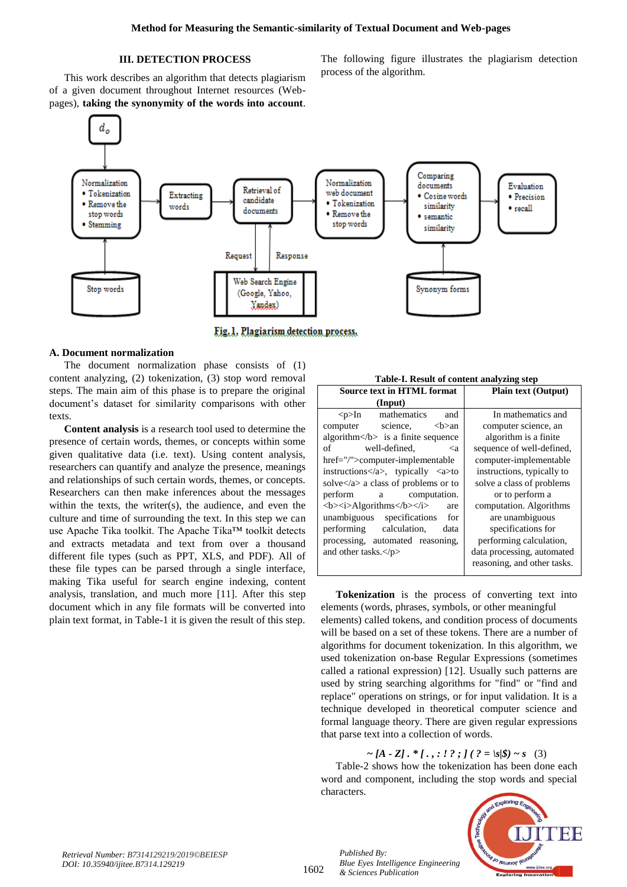## III. DETECTION PROCESS

This work describes an algorithm that detects plagiarism of a given document throughout Internet resources (Web-pages), **taking the synonymity of the words into account**.

The following figure illustrates the plagiarism detection process of the algorithm.

Fig. 1. Plagiarism detection process.

### A. Document normalization

The document normalization phase consists of (1) content analyzing, (2) tokenization, (3) stop word removal steps. The main aim of this phase is to prepare the original document's dataset for similarity comparisons with other texts.

**Content analysis** is a research tool used to determine the presence of certain words, themes, or concepts within some given qualitative data (i.e. text). Using content analysis, researchers can quantify and analyze the presence, meanings and relationships of such certain words, themes, or concepts. Researchers can then make inferences about the messages within the texts, the writer(s), the audience, and even the culture and time of surrounding the text. In this step we can use Apache Tika toolkit. The Apache Tika™ toolkit detects and extracts metadata and text from over a thousand different file types (such as PPT, XLS, and PDF). All of these file types can be parsed through a single interface, making Tika useful for search engine indexing, content analysis, translation, and much more [11]. After this step document which in any file formats will be converted into plain text format, in Table-1 it is given the result of this step.

**Table-I. Result of content analyzing step**

| Source text in HTML format (Input) | Plain text (Output) |
|---|---|
| <p>In mathematics and computer science, <b>an algorithm</b> is a finite sequence of well-defined, <a href="/">computer-implementable instructions</a>, typically <a>to solve</a> a class of problems or to perform a computation. <b><i>Algorithms</b></i> are unambiguous specifications for performing calculation, data processing, automated reasoning, and other tasks.</p> | In mathematics and computer science, an algorithm is a finite sequence of well-defined, computer-implementable instructions, typically to solve a class of problems or to perform a computation. Algorithms are unambiguous specifications for performing calculation, data processing, automated reasoning, and other tasks. |

**Tokenization** is the process of converting text into elements (words, phrases, symbols, or other meaningful elements) called tokens, and condition process of documents will be based on a set of these tokens. There are a number of algorithms for document tokenization. In this algorithm, we used tokenization on-base Regular Expressions (sometimes called a rational expression) [12]. Usually such patterns are used by string searching algorithms for "find" or "find and replace" operations on strings, or for input validation. It is a technique developed in theoretical computer science and formal language theory. There are given regular expressions that parse text into a collection of words.

***~ [A - Z] . * [ . , : ! ? ; ] ( ? = \s|$) ~ s*** (3)

Table-2 shows how the tokenization has been done each word and component, including the stop words and special characters.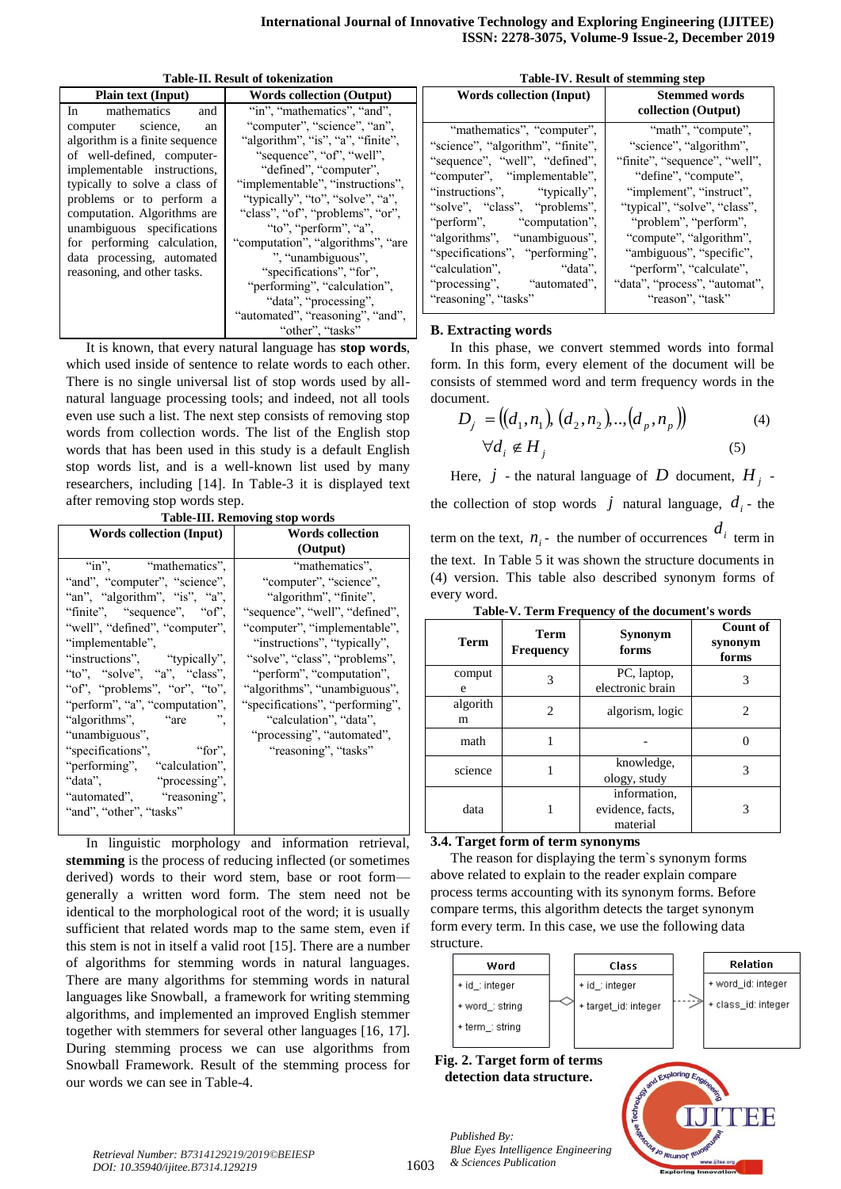**Table-II. Result of tokenization**

| Plain text (Input) | Words collection (Output) |
|---|---|
| In mathematics and computer science, an algorithm is a finite sequence of well-defined, computer-implementable instructions, typically to solve a class of problems or to perform a computation. Algorithms are unambiguous specifications for performing calculation, data processing, automated reasoning, and other tasks. | "in", "mathematics", "and", "computer", "science", "an", "algorithm", "is", "a", "finite", "sequence", "of", "well", "defined", "computer", "implementable", "instructions", "typically", "to", "solve", "a", "class", "of", "problems", "or", "to", "perform", "a", "computation", "algorithms", "are ", "unambiguous", "specifications", "for", "performing", "calculation", "data", "processing", "automated", "reasoning", "and", "other", "tasks" |

It is known, that every natural language has **stop words**, which used inside of sentence to relate words to each other. There is no single universal list of stop words used by all-natural language processing tools; and indeed, not all tools even use such a list. The next step consists of removing stop words from collection words. The list of the English stop words that has been used in this study is a default English stop words list, and is a well-known list used by many researchers, including [14]. In Table-3 it is displayed text after removing stop words step.

**Table-III. Removing stop words**

| Words collection (Input) | Words collection (Output) |
|---|---|
| "in", "mathematics", "and", "computer", "science", "an", "algorithm", "is", "a", "finite", "sequence", "of", "well", "defined", "computer", "implementable", "instructions", "typically", "to", "solve", "a", "class", "of", "problems", "or", "to", "perform", "a", "computation", "algorithms", "are ", "unambiguous", "specifications", "for", "performing", "calculation", "data", "processing", "automated", "reasoning", "and", "other", "tasks" | "mathematics", "computer", "science", "algorithm", "finite", "sequence", "well", "defined", "computer", "implementable", "instructions", "typically", "solve", "class", "problems", "perform", "computation", "algorithms", "unambiguous", "specifications", "performing", "calculation", "data", "processing", "automated", "reasoning", "tasks" |

In linguistic morphology and information retrieval, **stemming** is the process of reducing inflected (or sometimes derived) words to their word stem, base or root form—generally a written word form. The stem need not be identical to the morphological root of the word; it is usually sufficient that related words map to the same stem, even if this stem is not in itself a valid root [15]. There are a number of algorithms for stemming words in natural languages. There are many algorithms for stemming words in natural languages like Snowball, a framework for writing stemming algorithms, and implemented an improved English stemmer together with stemmers for several other languages [16, 17]. During stemming process we can use algorithms from Snowball Framework. Result of the stemming process for our words we can see in Table-4.

**Table-IV. Result of stemming step**

| Words collection (Input) | Stemmed words collection (Output) |
|---|---|
| "mathematics", "computer", "science", "algorithm", "finite", "sequence", "well", "defined", "computer", "implementable", "instructions", "typically", "solve", "class", "problems", "perform", "computation", "algorithms", "unambiguous", "specifications", "performing", "calculation", "data", "processing", "automated", "reasoning", "tasks" | "math", "compute", "science", "algorithm", "finite", "sequence", "well", "define", "compute", "implement", "instruct", "typical", "solve", "class", "problem", "perform", "compute", "algorithm", "ambiguous", "specific", "perform", "calculate", "data", "process", "automat", "reason", "task" |

### B. Extracting words

In this phase, we convert stemmed words into formal form. In this form, every element of the document will be consists of stemmed word and term frequency words in the document.

$$D_j = \left((d_1, n_1), (d_2, n_2), \ldots, (d_p, n_p)\right) \tag{4}$$

$$\forall d_i \notin H_j \tag{5}$$

Here, $j$ - the natural language of $D$ document, $H_j$ - the collection of stop words $j$ natural language, $d_i$ - the term on the text, $n_i$ - the number of occurrences $d_i$ term in the text. In Table 5 it was shown the structure documents in (4) version. This table also described synonym forms of every word.

**Table-V. Term Frequency of the document's words**

| Term | Term Frequency | Synonym forms | Count of synonym forms |
|---|---|---|---|
| compute | 3 | PC, laptop, electronic brain | 3 |
| algorithm | 2 | algorism, logic | 2 |
| math | 1 | - | 0 |
| science | 1 | knowledge, ology, study | 3 |
| data | 1 | information, evidence, facts, material | 3 |

### 3.4. Target form of term synonyms

The reason for displaying the term`s synonym forms above related to explain to the reader explain compare process terms accounting with its synonym forms. Before compare terms, this algorithm detects the target synonym form every term. In this case, we use the following data structure.

| Word | Class | Relation |
|---|---|---|
| + id_: integer | + id_: integer | + word_id: integer |
| + word_: string | + target_id: integer | + class_id: integer |
| + term_: string | | |

**Fig. 2. Target form of terms detection data structure.**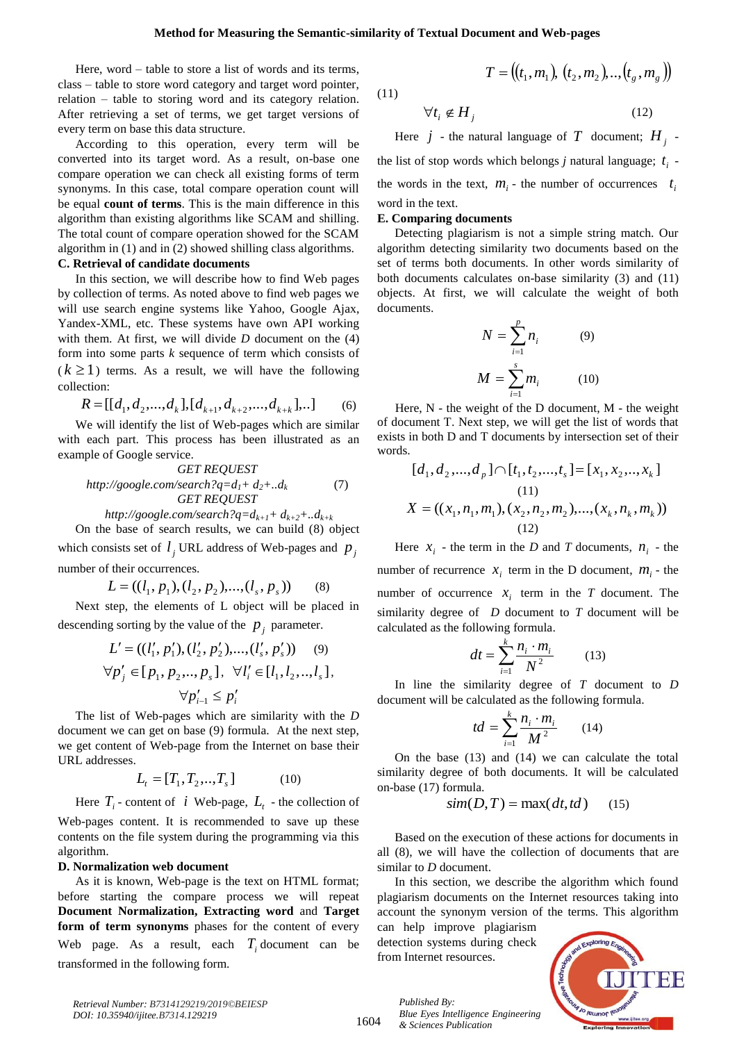Here, word – table to store a list of words and its terms, class – table to store word category and target word pointer, relation – table to storing word and its category relation. After retrieving a set of terms, we get target versions of every term on base this data structure.

According to this operation, every term will be converted into its target word. As a result, on-base one compare operation we can check all existing forms of term synonyms. In this case, total compare operation count will be equal **count of terms**. This is the main difference in this algorithm than existing algorithms like SCAM and shilling. The total count of compare operation showed for the SCAM algorithm in (1) and in (2) showed shilling class algorithms.

### C. Retrieval of candidate documents

In this section, we will describe how to find Web pages by collection of terms. As noted above to find web pages we will use search engine systems like Yahoo, Google Ajax, Yandex-XML, etc. These systems have own API working with them. At first, we will divide $D$ document on the (4) form into some parts $k$ sequence of term which consists of ($k \geq 1$) terms. As a result, we will have the following collection:

$$R = [[d_1, d_2, ..., d_k], [d_{k+1}, d_{k+2}, ..., d_{k+k}], ..] \quad (6)$$

We will identify the list of Web-pages which are similar with each part. This process has been illustrated as an example of Google service.

*GET REQUEST*
*http://google.com/search?q=$d_1$+ $d_2$+..$d_k$* (7)
*GET REQUEST*
*http://google.com/search?q=$d_{k+1}$+ $d_{k+2}$+..$d_{k+k}$*

On the base of search results, we can build (8) object which consists set of $l_j$ URL address of Web-pages and $p_j$ number of their occurrences.

$$L = ((l_1, p_1), (l_2, p_2), ..., (l_s, p_s)) \quad (8)$$

Next step, the elements of L object will be placed in descending sorting by the value of the $p_j$ parameter.

$$L' = ((l_1', p_1'), (l_2', p_2'), ..., (l_s', p_s')) \quad (9)$$
$$\forall p_j' \in [p_1, p_2, .., p_s], \ \forall l_i' \in [l_1, l_2, .., l_s],$$
$$\forall p_{i-1}' \leq p_i'$$

The list of Web-pages which are similarity with the $D$ document we can get on base (9) formula. At the next step, we get content of Web-page from the Internet on base their URL addresses.

$$L_t = [T_1, T_2, .., T_s] \quad (10)$$

Here $T_i$ - content of $i$ Web-page, $L_t$ - the collection of Web-pages content. It is recommended to save up these contents on the file system during the programming via this algorithm.

### D. Normalization web document

As it is known, Web-page is the text on HTML format; before starting the compare process we will repeat **Document Normalization, Extracting word** and **Target form of term synonyms** phases for the content of every Web page. As a result, each $T_i$ document can be transformed in the following form.

$$T = ((t_1, m_1), (t_2, m_2), .., (t_g, m_g)) \quad (11)$$

$$\forall t_i \notin H_j \quad (12)$$

Here $j$ - the natural language of $T$ document; $H_j$ - the list of stop words which belongs $j$ natural language; $t_i$ - the words in the text, $m_i$ - the number of occurrences $t_i$ word in the text.

### E. Comparing documents

Detecting plagiarism is not a simple string match. Our algorithm detecting similarity two documents based on the set of terms both documents. In other words similarity of both documents calculates on-base similarity (3) and (11) objects. At first, we will calculate the weight of both documents.

$$N = \sum_{i=1}^{p} n_i \quad (9)$$

$$M = \sum_{i=1}^{s} m_i \quad (10)$$

Here, N - the weight of the D document, M - the weight of document T. Next step, we will get the list of words that exists in both D and T documents by intersection set of their words.

$$[d_1, d_2, ..., d_p] \cap [t_1, t_2, ..., t_s] = [x_1, x_2, .., x_k] \quad (11)$$

$$X = ((x_1, n_1, m_1), (x_2, n_2, m_2), ..., (x_k, n_k, m_k)) \quad (12)$$

Here $x_i$ - the term in the $D$ and $T$ documents, $n_i$ - the number of recurrence $x_i$ term in the D document, $m_i$ - the number of occurrence $x_i$ term in the $T$ document. The similarity degree of $D$ document to $T$ document will be calculated as the following formula.

$$dt = \sum_{i=1}^{k} \frac{n_i \cdot m_i}{N^2} \quad (13)$$

In line the similarity degree of $T$ document to $D$ document will be calculated as the following formula.

$$td = \sum_{i=1}^{k} \frac{n_i \cdot m_i}{M^2} \quad (14)$$

On the base (13) and (14) we can calculate the total similarity degree of both documents. It will be calculated on-base (17) formula.

$$sim(D, T) = \max(dt, td) \quad (15)$$

Based on the execution of these actions for documents in all (8), we will have the collection of documents that are similar to $D$ document.

In this section, we describe the algorithm which found plagiarism documents on the Internet resources taking into account the synonym version of the terms. This algorithm can help improve plagiarism detection systems during check from Internet resources.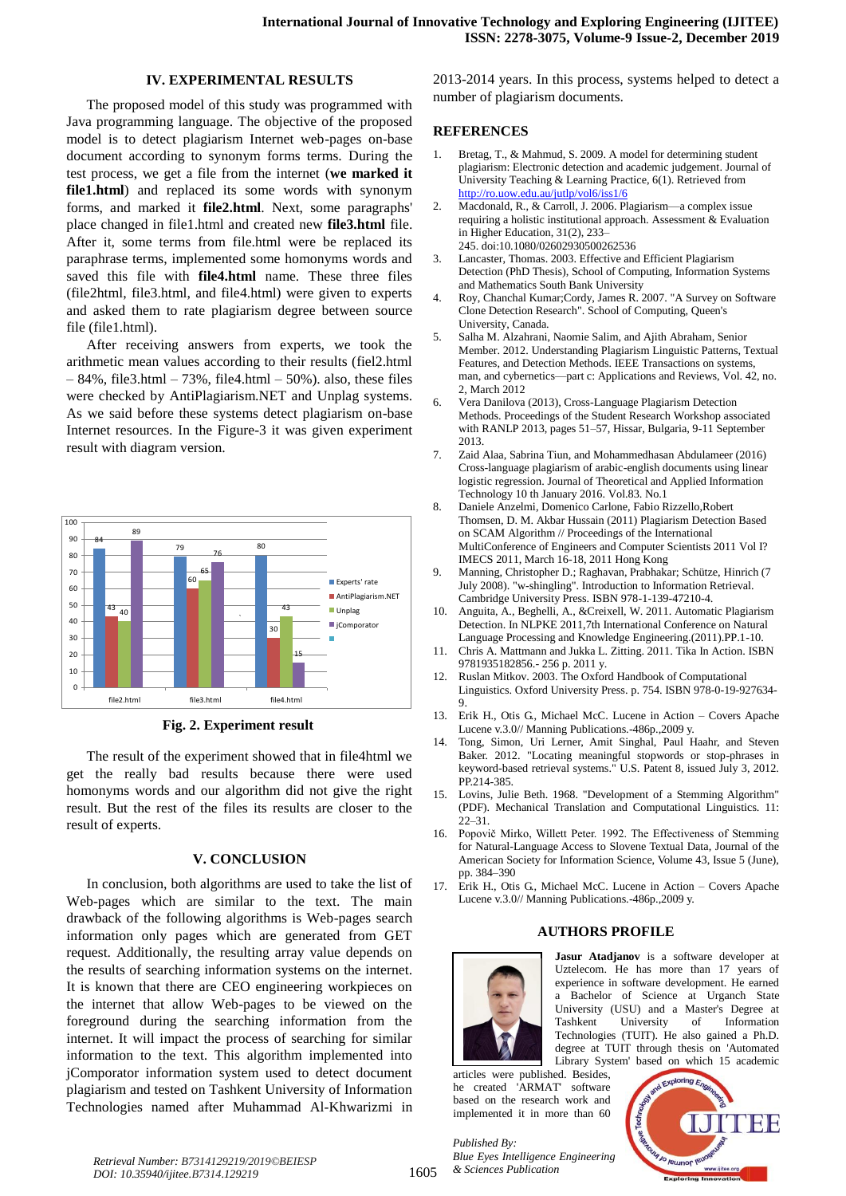## IV. EXPERIMENTAL RESULTS

The proposed model of this study was programmed with Java programming language. The objective of the proposed model is to detect plagiarism Internet web-pages on-base document according to synonym forms terms. During the test process, we get a file from the internet (**we marked it file1.html**) and replaced its some words with synonym forms, and marked it **file2.html**. Next, some paragraphs' place changed in file1.html and created new **file3.html** file. After it, some terms from file.html were be replaced its paraphrase terms, implemented some homonyms words and saved this file with **file4.html** name. These three files (file2html, file3.html, and file4.html) were given to experts and asked them to rate plagiarism degree between source file (file1.html).

After receiving answers from experts, we took the arithmetic mean values according to their results (fiel2.html – 84%, file3.html – 73%, file4.html – 50%). also, these files were checked by AntiPlagiarism.NET and Unplag systems. As we said before these systems detect plagiarism on-base Internet resources. In the Figure-3 it was given experiment result with diagram version.

| | Experts' rate | AntiPlagiarism.NET | Unplag | jComporator |
|---|---|---|---|---|
| file2.html | 84 | 43 | 40 | 89 |
| file3.html | 79 | 60 | 65 | 76 |
| file4.html | 80 | 30 | 43 | 15 |

**Fig. 2. Experiment result**

The result of the experiment showed that in file4html we get the really bad results because there were used homonyms words and our algorithm did not give the right result. But the rest of the files its results are closer to the result of experts.

## V. CONCLUSION

In conclusion, both algorithms are used to take the list of Web-pages which are similar to the text. The main drawback of the following algorithms is Web-pages search information only pages which are generated from GET request. Additionally, the resulting array value depends on the results of searching information systems on the internet. It is known that there are CEO engineering workpieces on the internet that allow Web-pages to be viewed on the foreground during the searching information from the internet. It will impact the process of searching for similar information to the text. This algorithm implemented into jComporator information system used to detect document plagiarism and tested on Tashkent University of Information Technologies named after Muhammad Al-Khwarizmi in 2013-2014 years. In this process, systems helped to detect a number of plagiarism documents.

## REFERENCES

1. Bretag, T., & Mahmud, S. 2009. A model for determining student plagiarism: Electronic detection and academic judgement. Journal of University Teaching & Learning Practice, 6(1). Retrieved from http://ro.uow.edu.au/jutlp/vol6/iss1/6
2. Macdonald, R., & Carroll, J. 2006. Plagiarism—a complex issue requiring a holistic institutional approach. Assessment & Evaluation in Higher Education, 31(2), 233–245. doi:10.1080/02602930500262536
3. Lancaster, Thomas. 2003. Effective and Efficient Plagiarism Detection (PhD Thesis), School of Computing, Information Systems and Mathematics South Bank University
4. Roy, Chanchal Kumar;Cordy, James R. 2007. "A Survey on Software Clone Detection Research". School of Computing, Queen's University, Canada.
5. Salha M. Alzahrani, Naomie Salim, and Ajith Abraham, Senior Member. 2012. Understanding Plagiarism Linguistic Patterns, Textual Features, and Detection Methods. IEEE Transactions on systems, man, and cybernetics—part c: Applications and Reviews, Vol. 42, no. 2, March 2012
6. Vera Danilova (2013), Cross-Language Plagiarism Detection Methods. Proceedings of the Student Research Workshop associated with RANLP 2013, pages 51–57, Hissar, Bulgaria, 9-11 September 2013.
7. Zaid Alaa, Sabrina Tiun, and Mohammedhasan Abdulameer (2016) Cross-language plagiarism of arabic-english documents using linear logistic regression. Journal of Theoretical and Applied Information Technology 10 th January 2016. Vol.83. No.1
8. Daniele Anzelmi, Domenico Carlone, Fabio Rizzello,Robert Thomsen, D. M. Akbar Hussain (2011) Plagiarism Detection Based on SCAM Algorithm // Proceedings of the International MultiConference of Engineers and Computer Scientists 2011 Vol I? IMECS 2011, March 16-18, 2011 Hong Kong
9. Manning, Christopher D.; Raghavan, Prabhakar; Schütze, Hinrich (7 July 2008). "w-shingling". Introduction to Information Retrieval. Cambridge University Press. ISBN 978-1-139-47210-4.
10. Anguita, A., Beghelli, A., &Creixell, W. 2011. Automatic Plagiarism Detection. In NLPKE 2011,7th International Conference on Natural Language Processing and Knowledge Engineering.(2011).PP.1-10.
11. Chris A. Mattmann and Jukka L. Zitting. 2011. Tika In Action. ISBN 9781935182856.- 256 p. 2011 y.
12. Ruslan Mitkov. 2003. The Oxford Handbook of Computational Linguistics. Oxford University Press. p. 754. ISBN 978-0-19-927634-9.
13. Erik H., Otis G., Michael McC. Lucene in Action – Covers Apache Lucene v.3.0// Manning Publications.-486p.,2009 y.
14. Tong, Simon, Uri Lerner, Amit Singhal, Paul Haahr, and Steven Baker. 2012. "Locating meaningful stopwords or stop-phrases in keyword-based retrieval systems." U.S. Patent 8, issued July 3, 2012. PP.214-385.
15. Lovins, Julie Beth. 1968. "Development of a Stemming Algorithm" (PDF). Mechanical Translation and Computational Linguistics. 11: 22–31.
16. Popovič Mirko, Willett Peter. 1992. The Effectiveness of Stemming for Natural-Language Access to Slovene Textual Data, Journal of the American Society for Information Science, Volume 43, Issue 5 (June), pp. 384–390
17. Erik H., Otis G., Michael McC. Lucene in Action – Covers Apache Lucene v.3.0// Manning Publications.-486p.,2009 y.

## AUTHORS PROFILE

**Jasur Atadjanov** is a software developer at Uztelecom. He has more than 17 years of experience in software development. He earned a Bachelor of Science at Urganch State University (USU) and a Master's Degree at Tashkent University of Information Technologies (TUIT). He also gained a Ph.D. degree at TUIT through thesis on 'Automated Library System' based on which 15 academic articles were published. Besides, he created 'ARMAT' software based on the research work and implemented it in more than 60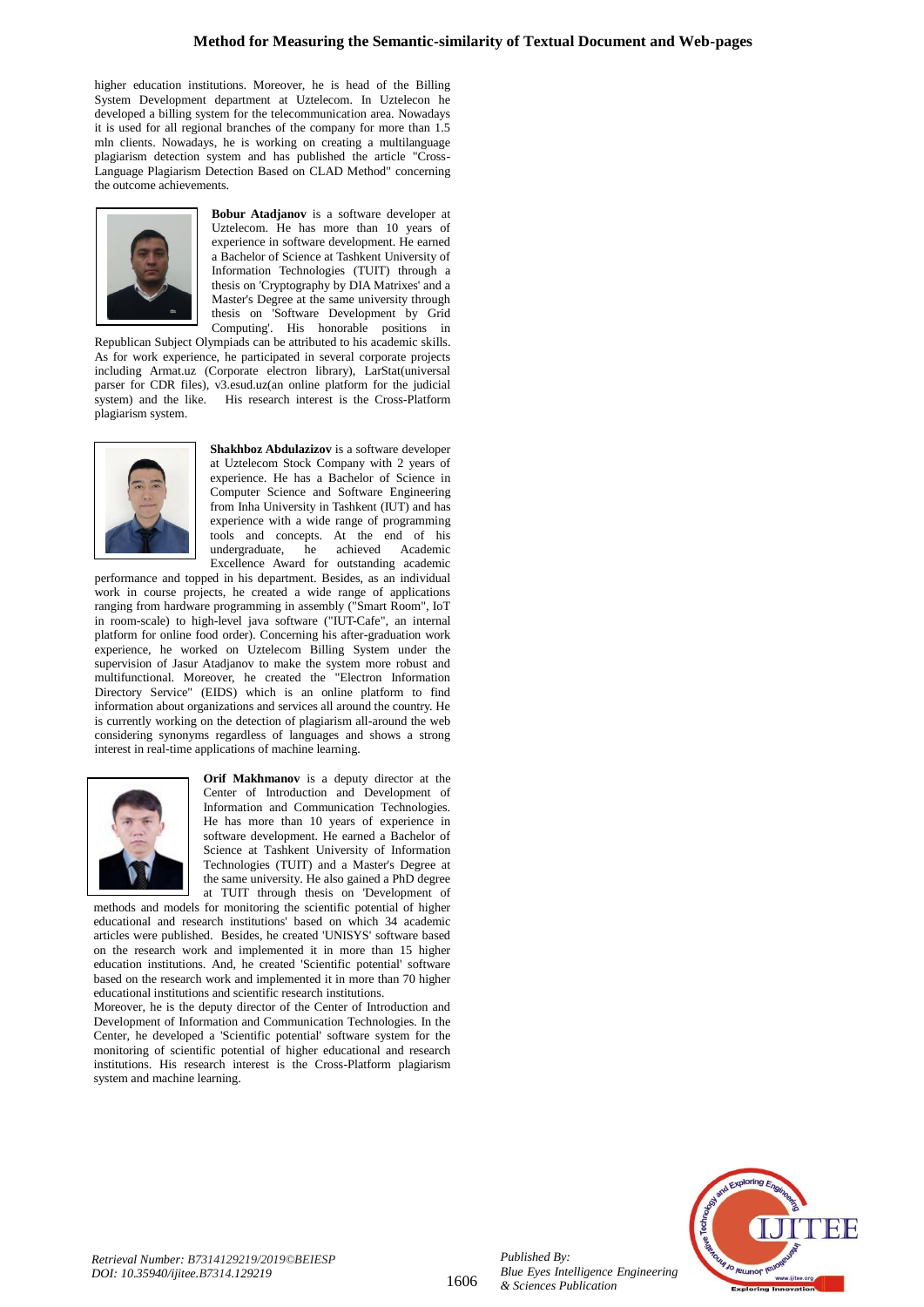higher education institutions. Moreover, he is head of the Billing System Development department at Uztelecom. In Uztelecon he developed a billing system for the telecommunication area. Nowadays it is used for all regional branches of the company for more than 1.5 mln clients. Nowadays, he is working on creating a multilanguage plagiarism detection system and has published the article "Cross-Language Plagiarism Detection Based on CLAD Method" concerning the outcome achievements.

**Bobur Atadjanov** is a software developer at Uztelecom. He has more than 10 years of experience in software development. He earned a Bachelor of Science at Tashkent University of Information Technologies (TUIT) through a thesis on 'Cryptography by DIA Matrixes' and a Master's Degree at the same university through thesis on 'Software Development by Grid Computing'. His honorable positions in Republican Subject Olympiads can be attributed to his academic skills. As for work experience, he participated in several corporate projects including Armat.uz (Corporate electron library), LarStat(universal parser for CDR files), v3.esud.uz(an online platform for the judicial system) and the like. His research interest is the Cross-Platform plagiarism system.

**Shakhboz Abdulazizov** is a software developer at Uztelecom Stock Company with 2 years of experience. He has a Bachelor of Science in Computer Science and Software Engineering from Inha University in Tashkent (IUT) and has experience with a wide range of programming tools and concepts. At the end of his undergraduate, he achieved Academic Excellence Award for outstanding academic performance and topped in his department. Besides, as an individual work in course projects, he created a wide range of applications ranging from hardware programming in assembly ("Smart Room", IoT in room-scale) to high-level java software ("IUT-Cafe", an internal platform for online food order). Concerning his after-graduation work experience, he worked on Uztelecom Billing System under the supervision of Jasur Atadjanov to make the system more robust and multifunctional. Moreover, he created the "Electron Information Directory Service" (EIDS) which is an online platform to find information about organizations and services all around the country. He is currently working on the detection of plagiarism all-around the web considering synonyms regardless of languages and shows a strong interest in real-time applications of machine learning.

**Orif Makhmanov** is a deputy director at the Center of Introduction and Development of Information and Communication Technologies. He has more than 10 years of experience in software development. He earned a Bachelor of Science at Tashkent University of Information Technologies (TUIT) and a Master's Degree at the same university. He also gained a PhD degree at TUIT through thesis on 'Development of methods and models for monitoring the scientific potential of higher educational and research institutions' based on which 34 academic articles were published. Besides, he created 'UNISYS' software based on the research work and implemented it in more than 15 higher education institutions. And, he created 'Scientific potential' software based on the research work and implemented it in more than 70 higher educational institutions and scientific research institutions.
Moreover, he is the deputy director of the Center of Introduction and Development of Information and Communication Technologies. In the Center, he developed a 'Scientific potential' software system for the monitoring of scientific potential of higher educational and research institutions. His research interest is the Cross-Platform plagiarism system and machine learning.